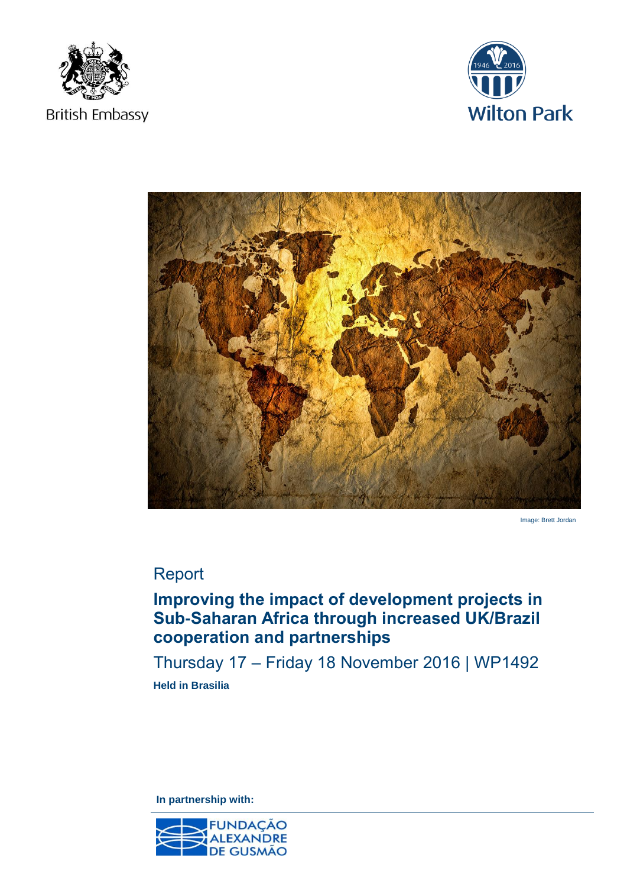British Embassy

Wilton Park

Image: Brett Jordan

Report

# Improving the impact of development projects in Sub-Saharan Africa through increased UK/Brazil cooperation and partnerships

Thursday 17 – Friday 18 November 2016 | WP1492

**Held in Brasilia**

**In partnership with:**

FUNDAÇÃO ALEXANDRE DE GUSMÃO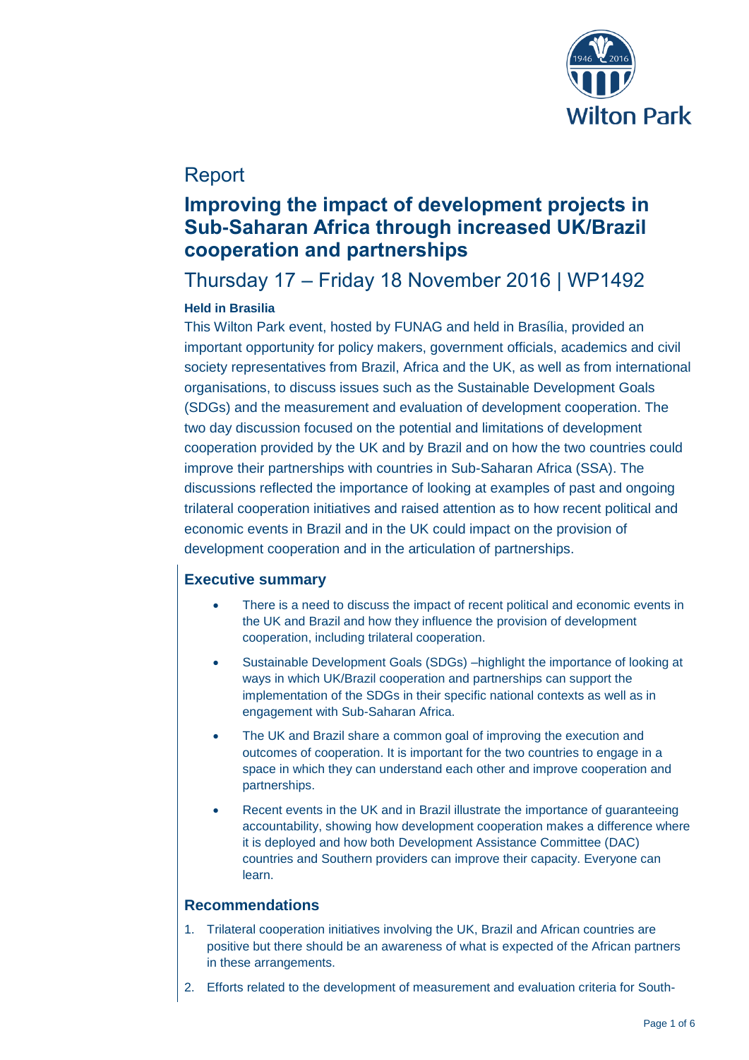# Report

## Improving the impact of development projects in Sub-Saharan Africa through increased UK/Brazil cooperation and partnerships

## Thursday 17 – Friday 18 November 2016 | WP1492

**Held in Brasilia**

This Wilton Park event, hosted by FUNAG and held in Brasília, provided an important opportunity for policy makers, government officials, academics and civil society representatives from Brazil, Africa and the UK, as well as from international organisations, to discuss issues such as the Sustainable Development Goals (SDGs) and the measurement and evaluation of development cooperation. The two day discussion focused on the potential and limitations of development cooperation provided by the UK and by Brazil and on how the two countries could improve their partnerships with countries in Sub-Saharan Africa (SSA). The discussions reflected the importance of looking at examples of past and ongoing trilateral cooperation initiatives and raised attention as to how recent political and economic events in Brazil and in the UK could impact on the provision of development cooperation and in the articulation of partnerships.

### Executive summary

- There is a need to discuss the impact of recent political and economic events in the UK and Brazil and how they influence the provision of development cooperation, including trilateral cooperation.
- Sustainable Development Goals (SDGs) –highlight the importance of looking at ways in which UK/Brazil cooperation and partnerships can support the implementation of the SDGs in their specific national contexts as well as in engagement with Sub-Saharan Africa.
- The UK and Brazil share a common goal of improving the execution and outcomes of cooperation. It is important for the two countries to engage in a space in which they can understand each other and improve cooperation and partnerships.
- Recent events in the UK and in Brazil illustrate the importance of guaranteeing accountability, showing how development cooperation makes a difference where it is deployed and how both Development Assistance Committee (DAC) countries and Southern providers can improve their capacity. Everyone can learn.

### Recommendations

1. Trilateral cooperation initiatives involving the UK, Brazil and African countries are positive but there should be an awareness of what is expected of the African partners in these arrangements.
2. Efforts related to the development of measurement and evaluation criteria for South-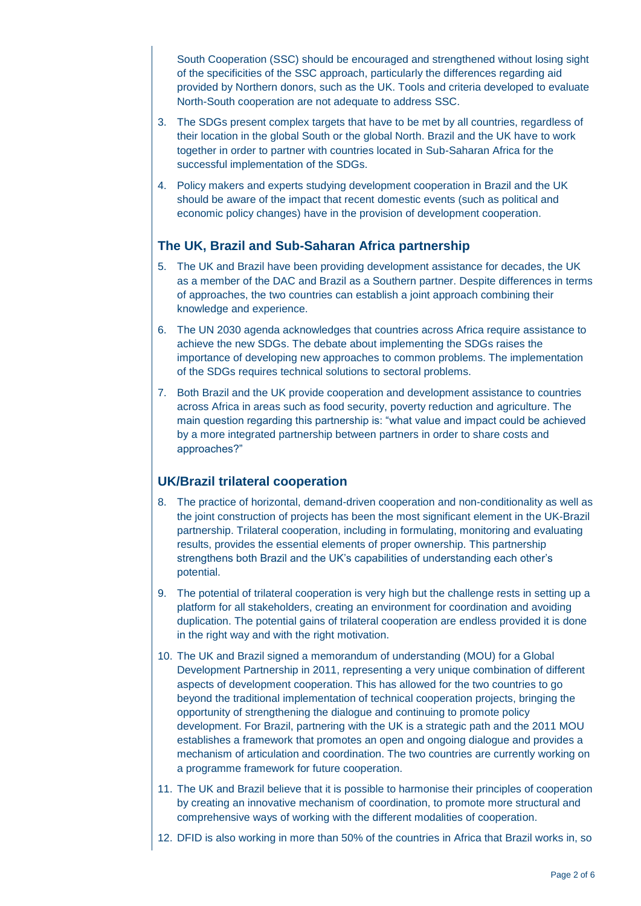South Cooperation (SSC) should be encouraged and strengthened without losing sight of the specificities of the SSC approach, particularly the differences regarding aid provided by Northern donors, such as the UK. Tools and criteria developed to evaluate North-South cooperation are not adequate to address SSC.

3. The SDGs present complex targets that have to be met by all countries, regardless of their location in the global South or the global North. Brazil and the UK have to work together in order to partner with countries located in Sub-Saharan Africa for the successful implementation of the SDGs.

4. Policy makers and experts studying development cooperation in Brazil and the UK should be aware of the impact that recent domestic events (such as political and economic policy changes) have in the provision of development cooperation.

## The UK, Brazil and Sub-Saharan Africa partnership

5. The UK and Brazil have been providing development assistance for decades, the UK as a member of the DAC and Brazil as a Southern partner. Despite differences in terms of approaches, the two countries can establish a joint approach combining their knowledge and experience.

6. The UN 2030 agenda acknowledges that countries across Africa require assistance to achieve the new SDGs. The debate about implementing the SDGs raises the importance of developing new approaches to common problems. The implementation of the SDGs requires technical solutions to sectoral problems.

7. Both Brazil and the UK provide cooperation and development assistance to countries across Africa in areas such as food security, poverty reduction and agriculture. The main question regarding this partnership is: "what value and impact could be achieved by a more integrated partnership between partners in order to share costs and approaches?"

## UK/Brazil trilateral cooperation

8. The practice of horizontal, demand-driven cooperation and non-conditionality as well as the joint construction of projects has been the most significant element in the UK-Brazil partnership. Trilateral cooperation, including in formulating, monitoring and evaluating results, provides the essential elements of proper ownership. This partnership strengthens both Brazil and the UK's capabilities of understanding each other's potential.

9. The potential of trilateral cooperation is very high but the challenge rests in setting up a platform for all stakeholders, creating an environment for coordination and avoiding duplication. The potential gains of trilateral cooperation are endless provided it is done in the right way and with the right motivation.

10. The UK and Brazil signed a memorandum of understanding (MOU) for a Global Development Partnership in 2011, representing a very unique combination of different aspects of development cooperation. This has allowed for the two countries to go beyond the traditional implementation of technical cooperation projects, bringing the opportunity of strengthening the dialogue and continuing to promote policy development. For Brazil, partnering with the UK is a strategic path and the 2011 MOU establishes a framework that promotes an open and ongoing dialogue and provides a mechanism of articulation and coordination. The two countries are currently working on a programme framework for future cooperation.

11. The UK and Brazil believe that it is possible to harmonise their principles of cooperation by creating an innovative mechanism of coordination, to promote more structural and comprehensive ways of working with the different modalities of cooperation.

12. DFID is also working in more than 50% of the countries in Africa that Brazil works in, so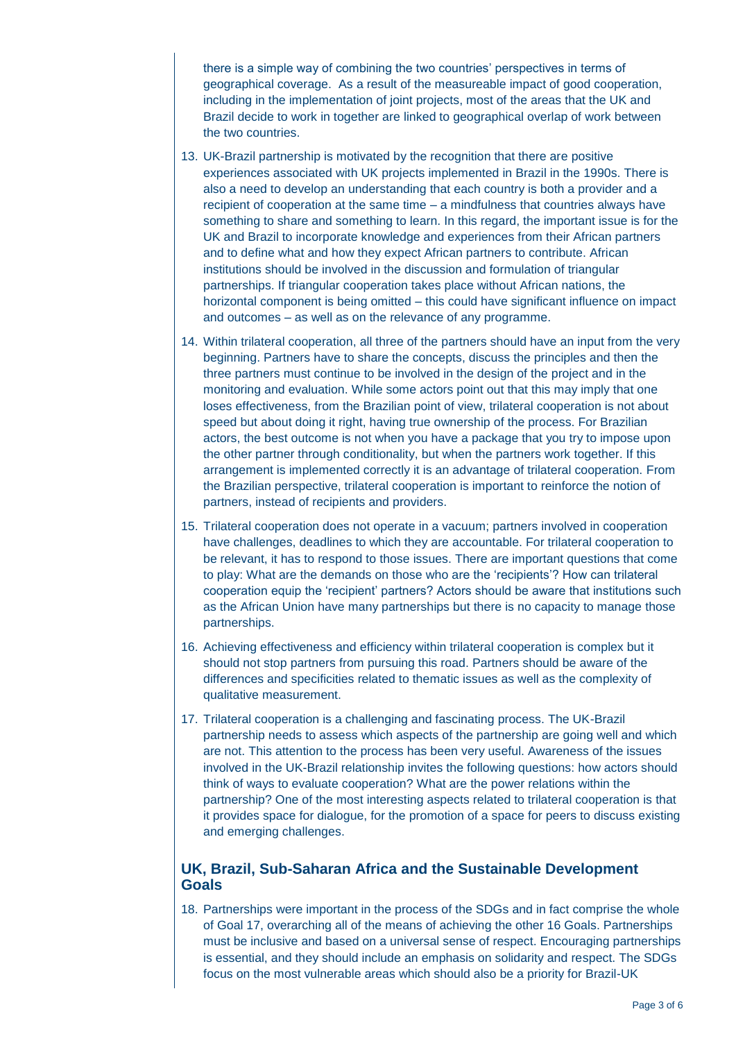there is a simple way of combining the two countries' perspectives in terms of geographical coverage. As a result of the measureable impact of good cooperation, including in the implementation of joint projects, most of the areas that the UK and Brazil decide to work in together are linked to geographical overlap of work between the two countries.

13. UK-Brazil partnership is motivated by the recognition that there are positive experiences associated with UK projects implemented in Brazil in the 1990s. There is also a need to develop an understanding that each country is both a provider and a recipient of cooperation at the same time – a mindfulness that countries always have something to share and something to learn. In this regard, the important issue is for the UK and Brazil to incorporate knowledge and experiences from their African partners and to define what and how they expect African partners to contribute. African institutions should be involved in the discussion and formulation of triangular partnerships. If triangular cooperation takes place without African nations, the horizontal component is being omitted – this could have significant influence on impact and outcomes – as well as on the relevance of any programme.

14. Within trilateral cooperation, all three of the partners should have an input from the very beginning. Partners have to share the concepts, discuss the principles and then the three partners must continue to be involved in the design of the project and in the monitoring and evaluation. While some actors point out that this may imply that one loses effectiveness, from the Brazilian point of view, trilateral cooperation is not about speed but about doing it right, having true ownership of the process. For Brazilian actors, the best outcome is not when you have a package that you try to impose upon the other partner through conditionality, but when the partners work together. If this arrangement is implemented correctly it is an advantage of trilateral cooperation. From the Brazilian perspective, trilateral cooperation is important to reinforce the notion of partners, instead of recipients and providers.

15. Trilateral cooperation does not operate in a vacuum; partners involved in cooperation have challenges, deadlines to which they are accountable. For trilateral cooperation to be relevant, it has to respond to those issues. There are important questions that come to play: What are the demands on those who are the 'recipients'? How can trilateral cooperation equip the 'recipient' partners? Actors should be aware that institutions such as the African Union have many partnerships but there is no capacity to manage those partnerships.

16. Achieving effectiveness and efficiency within trilateral cooperation is complex but it should not stop partners from pursuing this road. Partners should be aware of the differences and specificities related to thematic issues as well as the complexity of qualitative measurement.

17. Trilateral cooperation is a challenging and fascinating process. The UK-Brazil partnership needs to assess which aspects of the partnership are going well and which are not. This attention to the process has been very useful. Awareness of the issues involved in the UK-Brazil relationship invites the following questions: how actors should think of ways to evaluate cooperation? What are the power relations within the partnership? One of the most interesting aspects related to trilateral cooperation is that it provides space for dialogue, for the promotion of a space for peers to discuss existing and emerging challenges.

## UK, Brazil, Sub-Saharan Africa and the Sustainable Development Goals

18. Partnerships were important in the process of the SDGs and in fact comprise the whole of Goal 17, overarching all of the means of achieving the other 16 Goals. Partnerships must be inclusive and based on a universal sense of respect. Encouraging partnerships is essential, and they should include an emphasis on solidarity and respect. The SDGs focus on the most vulnerable areas which should also be a priority for Brazil-UK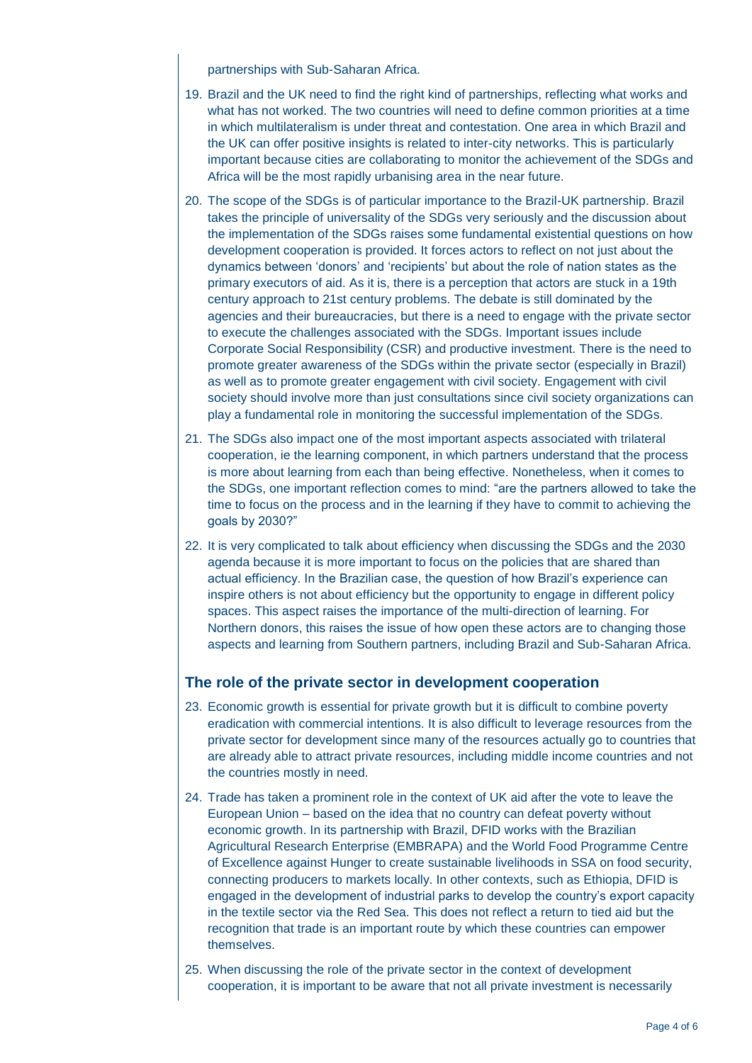partnerships with Sub-Saharan Africa.

19. Brazil and the UK need to find the right kind of partnerships, reflecting what works and what has not worked. The two countries will need to define common priorities at a time in which multilateralism is under threat and contestation. One area in which Brazil and the UK can offer positive insights is related to inter-city networks. This is particularly important because cities are collaborating to monitor the achievement of the SDGs and Africa will be the most rapidly urbanising area in the near future.

20. The scope of the SDGs is of particular importance to the Brazil-UK partnership. Brazil takes the principle of universality of the SDGs very seriously and the discussion about the implementation of the SDGs raises some fundamental existential questions on how development cooperation is provided. It forces actors to reflect on not just about the dynamics between 'donors' and 'recipients' but about the role of nation states as the primary executors of aid. As it is, there is a perception that actors are stuck in a 19th century approach to 21st century problems. The debate is still dominated by the agencies and their bureaucracies, but there is a need to engage with the private sector to execute the challenges associated with the SDGs. Important issues include Corporate Social Responsibility (CSR) and productive investment. There is the need to promote greater awareness of the SDGs within the private sector (especially in Brazil) as well as to promote greater engagement with civil society. Engagement with civil society should involve more than just consultations since civil society organizations can play a fundamental role in monitoring the successful implementation of the SDGs.

21. The SDGs also impact one of the most important aspects associated with trilateral cooperation, ie the learning component, in which partners understand that the process is more about learning from each than being effective. Nonetheless, when it comes to the SDGs, one important reflection comes to mind: "are the partners allowed to take the time to focus on the process and in the learning if they have to commit to achieving the goals by 2030?"

22. It is very complicated to talk about efficiency when discussing the SDGs and the 2030 agenda because it is more important to focus on the policies that are shared than actual efficiency. In the Brazilian case, the question of how Brazil's experience can inspire others is not about efficiency but the opportunity to engage in different policy spaces. This aspect raises the importance of the multi-direction of learning. For Northern donors, this raises the issue of how open these actors are to changing those aspects and learning from Southern partners, including Brazil and Sub-Saharan Africa.

## The role of the private sector in development cooperation

23. Economic growth is essential for private growth but it is difficult to combine poverty eradication with commercial intentions. It is also difficult to leverage resources from the private sector for development since many of the resources actually go to countries that are already able to attract private resources, including middle income countries and not the countries mostly in need.

24. Trade has taken a prominent role in the context of UK aid after the vote to leave the European Union – based on the idea that no country can defeat poverty without economic growth. In its partnership with Brazil, DFID works with the Brazilian Agricultural Research Enterprise (EMBRAPA) and the World Food Programme Centre of Excellence against Hunger to create sustainable livelihoods in SSA on food security, connecting producers to markets locally. In other contexts, such as Ethiopia, DFID is engaged in the development of industrial parks to develop the country's export capacity in the textile sector via the Red Sea. This does not reflect a return to tied aid but the recognition that trade is an important route by which these countries can empower themselves.

25. When discussing the role of the private sector in the context of development cooperation, it is important to be aware that not all private investment is necessarily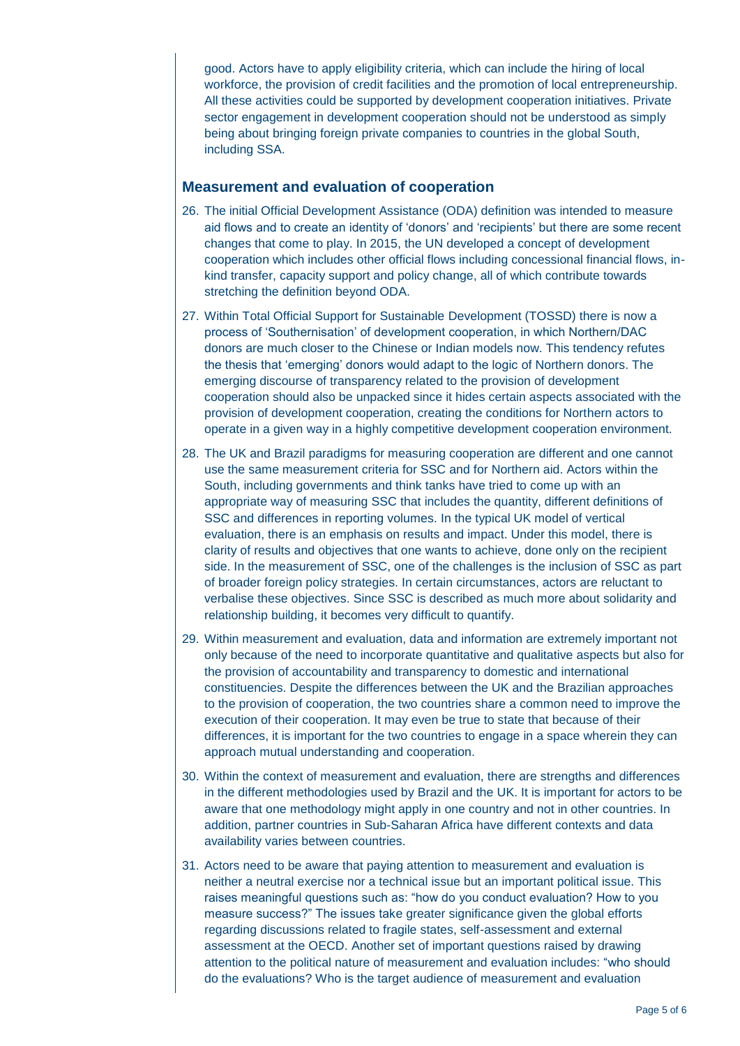good. Actors have to apply eligibility criteria, which can include the hiring of local workforce, the provision of credit facilities and the promotion of local entrepreneurship. All these activities could be supported by development cooperation initiatives. Private sector engagement in development cooperation should not be understood as simply being about bringing foreign private companies to countries in the global South, including SSA.

## Measurement and evaluation of cooperation

26. The initial Official Development Assistance (ODA) definition was intended to measure aid flows and to create an identity of 'donors' and 'recipients' but there are some recent changes that come to play. In 2015, the UN developed a concept of development cooperation which includes other official flows including concessional financial flows, in-kind transfer, capacity support and policy change, all of which contribute towards stretching the definition beyond ODA.

27. Within Total Official Support for Sustainable Development (TOSSD) there is now a process of 'Southernisation' of development cooperation, in which Northern/DAC donors are much closer to the Chinese or Indian models now. This tendency refutes the thesis that 'emerging' donors would adapt to the logic of Northern donors. The emerging discourse of transparency related to the provision of development cooperation should also be unpacked since it hides certain aspects associated with the provision of development cooperation, creating the conditions for Northern actors to operate in a given way in a highly competitive development cooperation environment.

28. The UK and Brazil paradigms for measuring cooperation are different and one cannot use the same measurement criteria for SSC and for Northern aid. Actors within the South, including governments and think tanks have tried to come up with an appropriate way of measuring SSC that includes the quantity, different definitions of SSC and differences in reporting volumes. In the typical UK model of vertical evaluation, there is an emphasis on results and impact. Under this model, there is clarity of results and objectives that one wants to achieve, done only on the recipient side. In the measurement of SSC, one of the challenges is the inclusion of SSC as part of broader foreign policy strategies. In certain circumstances, actors are reluctant to verbalise these objectives. Since SSC is described as much more about solidarity and relationship building, it becomes very difficult to quantify.

29. Within measurement and evaluation, data and information are extremely important not only because of the need to incorporate quantitative and qualitative aspects but also for the provision of accountability and transparency to domestic and international constituencies. Despite the differences between the UK and the Brazilian approaches to the provision of cooperation, the two countries share a common need to improve the execution of their cooperation. It may even be true to state that because of their differences, it is important for the two countries to engage in a space wherein they can approach mutual understanding and cooperation.

30. Within the context of measurement and evaluation, there are strengths and differences in the different methodologies used by Brazil and the UK. It is important for actors to be aware that one methodology might apply in one country and not in other countries. In addition, partner countries in Sub-Saharan Africa have different contexts and data availability varies between countries.

31. Actors need to be aware that paying attention to measurement and evaluation is neither a neutral exercise nor a technical issue but an important political issue. This raises meaningful questions such as: "how do you conduct evaluation? How to you measure success?" The issues take greater significance given the global efforts regarding discussions related to fragile states, self-assessment and external assessment at the OECD. Another set of important questions raised by drawing attention to the political nature of measurement and evaluation includes: "who should do the evaluations? Who is the target audience of measurement and evaluation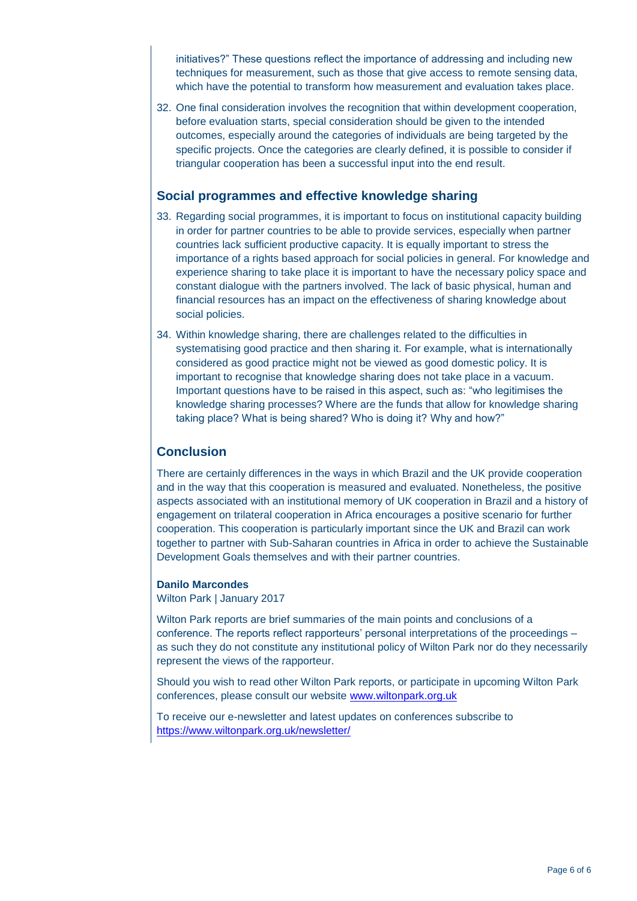initiatives?" These questions reflect the importance of addressing and including new techniques for measurement, such as those that give access to remote sensing data, which have the potential to transform how measurement and evaluation takes place.

32. One final consideration involves the recognition that within development cooperation, before evaluation starts, special consideration should be given to the intended outcomes, especially around the categories of individuals are being targeted by the specific projects. Once the categories are clearly defined, it is possible to consider if triangular cooperation has been a successful input into the end result.

## Social programmes and effective knowledge sharing

33. Regarding social programmes, it is important to focus on institutional capacity building in order for partner countries to be able to provide services, especially when partner countries lack sufficient productive capacity. It is equally important to stress the importance of a rights based approach for social policies in general. For knowledge and experience sharing to take place it is important to have the necessary policy space and constant dialogue with the partners involved. The lack of basic physical, human and financial resources has an impact on the effectiveness of sharing knowledge about social policies.

34. Within knowledge sharing, there are challenges related to the difficulties in systematising good practice and then sharing it. For example, what is internationally considered as good practice might not be viewed as good domestic policy. It is important to recognise that knowledge sharing does not take place in a vacuum. Important questions have to be raised in this aspect, such as: "who legitimises the knowledge sharing processes? Where are the funds that allow for knowledge sharing taking place? What is being shared? Who is doing it? Why and how?"

## Conclusion

There are certainly differences in the ways in which Brazil and the UK provide cooperation and in the way that this cooperation is measured and evaluated. Nonetheless, the positive aspects associated with an institutional memory of UK cooperation in Brazil and a history of engagement on trilateral cooperation in Africa encourages a positive scenario for further cooperation. This cooperation is particularly important since the UK and Brazil can work together to partner with Sub-Saharan countries in Africa in order to achieve the Sustainable Development Goals themselves and with their partner countries.

**Danilo Marcondes**

Wilton Park | January 2017

Wilton Park reports are brief summaries of the main points and conclusions of a conference. The reports reflect rapporteurs' personal interpretations of the proceedings – as such they do not constitute any institutional policy of Wilton Park nor do they necessarily represent the views of the rapporteur.

Should you wish to read other Wilton Park reports, or participate in upcoming Wilton Park conferences, please consult our website www.wiltonpark.org.uk

To receive our e-newsletter and latest updates on conferences subscribe to https://www.wiltonpark.org.uk/newsletter/